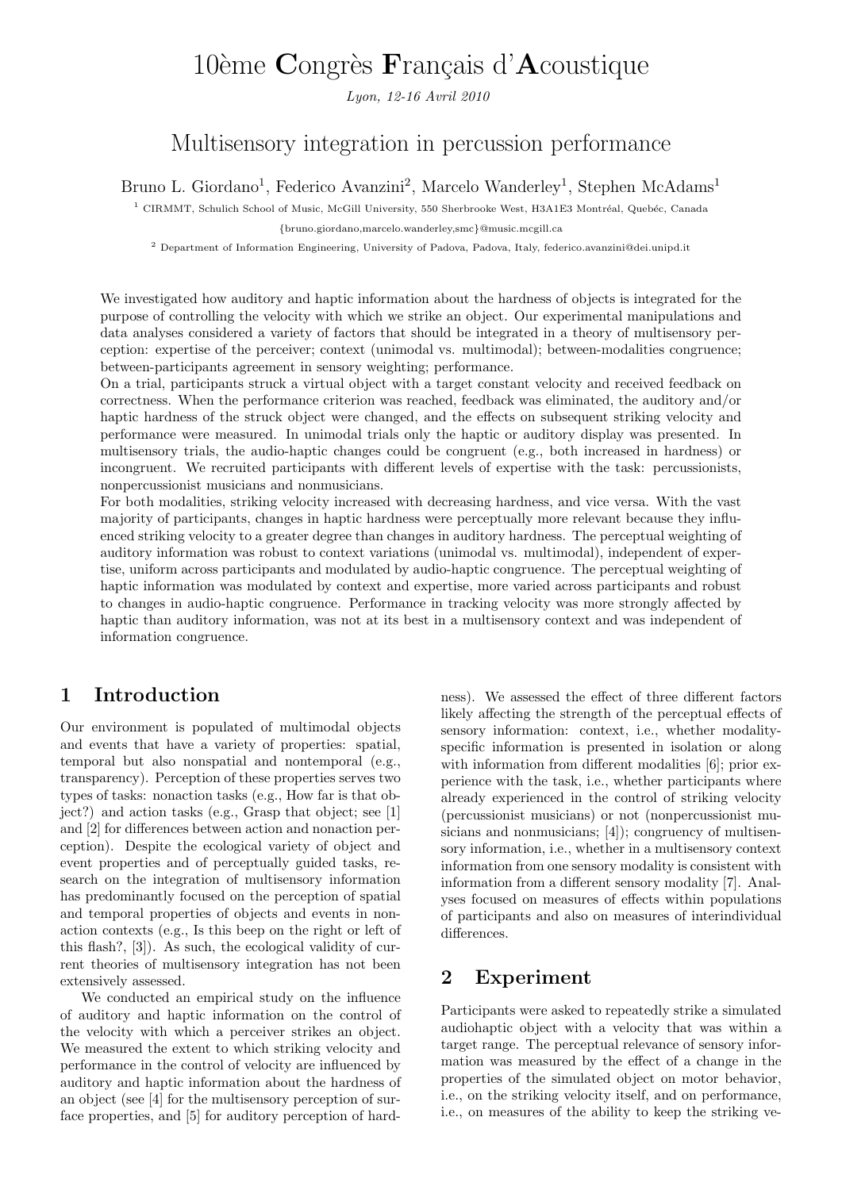# 10ème Congrès Français d'Acoustique

*Lyon, 12-16 Avril 2010*

## Multisensory integration in percussion performance

Bruno L. Giordano[1], Federico Avanzini[2], Marcelo Wanderley[1], Stephen McAdams[1]

[1] CIRMMT, Schulich School of Music, McGill University, 550 Sherbrooke West, H3A1E3 Montréal, Quebéc, Canada

{bruno.giordano,marcelo.wanderley,smc}@music.mcgill.ca

[2] Department of Information Engineering, University of Padova, Padova, Italy, federico.avanzini@dei.unipd.it

We investigated how auditory and haptic information about the hardness of objects is integrated for the purpose of controlling the velocity with which we strike an object. Our experimental manipulations and data analyses considered a variety of factors that should be integrated in a theory of multisensory perception: expertise of the perceiver; context (unimodal vs. multimodal); between-modalities congruence; between-participants agreement in sensory weighting; performance.

On a trial, participants struck a virtual object with a target constant velocity and received feedback on correctness. When the performance criterion was reached, feedback was eliminated, the auditory and/or haptic hardness of the struck object were changed, and the effects on subsequent striking velocity and performance were measured. In unimodal trials only the haptic or auditory display was presented. In multisensory trials, the audio-haptic changes could be congruent (e.g., both increased in hardness) or incongruent. We recruited participants with different levels of expertise with the task: percussionists, nonpercussionist musicians and nonmusicians.

For both modalities, striking velocity increased with decreasing hardness, and vice versa. With the vast majority of participants, changes in haptic hardness were perceptually more relevant because they influenced striking velocity to a greater degree than changes in auditory hardness. The perceptual weighting of auditory information was robust to context variations (unimodal vs. multimodal), independent of expertise, uniform across participants and modulated by audio-haptic congruence. The perceptual weighting of haptic information was modulated by context and expertise, more varied across participants and robust to changes in audio-haptic congruence. Performance in tracking velocity was more strongly affected by haptic than auditory information, was not at its best in a multisensory context and was independent of information congruence.

## 1 Introduction

Our environment is populated of multimodal objects and events that have a variety of properties: spatial, temporal but also nonspatial and nontemporal (e.g., transparency). Perception of these properties serves two types of tasks: nonaction tasks (e.g., How far is that object?) and action tasks (e.g., Grasp that object; see [1] and [2] for differences between action and nonaction perception). Despite the ecological variety of object and event properties and of perceptually guided tasks, research on the integration of multisensory information has predominantly focused on the perception of spatial and temporal properties of objects and events in nonaction contexts (e.g., Is this beep on the right or left of this flash?, [3]). As such, the ecological validity of current theories of multisensory integration has not been extensively assessed.

We conducted an empirical study on the influence of auditory and haptic information on the control of the velocity with which a perceiver strikes an object. We measured the extent to which striking velocity and performance in the control of velocity are influenced by auditory and haptic information about the hardness of an object (see [4] for the multisensory perception of surface properties, and [5] for auditory perception of hardness). We assessed the effect of three different factors likely affecting the strength of the perceptual effects of sensory information: context, i.e., whether modality-specific information is presented in isolation or along with information from different modalities [6]; prior experience with the task, i.e., whether participants where already experienced in the control of striking velocity (percussionist musicians) or not (nonpercussionist musicians and nonmusicians; [4]); congruency of multisensory information, i.e., whether in a multisensory context information from one sensory modality is consistent with information from a different sensory modality [7]. Analyses focused on measures of effects within populations of participants and also on measures of interindividual differences.

## 2 Experiment

Participants were asked to repeatedly strike a simulated audiohaptic object with a velocity that was within a target range. The perceptual relevance of sensory information was measured by the effect of a change in the properties of the simulated object on motor behavior, i.e., on the striking velocity itself, and on performance, i.e., on measures of the ability to keep the striking ve-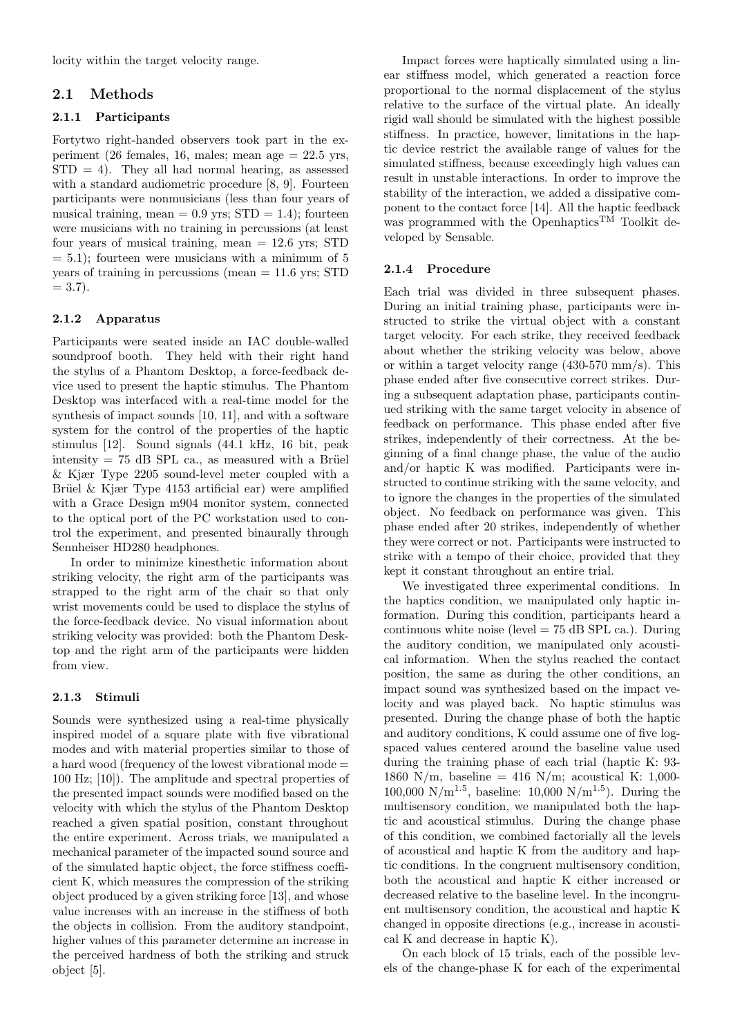locity within the target velocity range.

## 2.1 Methods

### 2.1.1 Participants

Fortytwo right-handed observers took part in the experiment (26 females, 16, males; mean age = 22.5 yrs, STD = 4). They all had normal hearing, as assessed with a standard audiometric procedure [8, 9]. Fourteen participants were nonmusicians (less than four years of musical training, mean = 0.9 yrs; STD = 1.4); fourteen were musicians with no training in percussions (at least four years of musical training, mean = 12.6 yrs; STD = 5.1); fourteen were musicians with a minimum of 5 years of training in percussions (mean = 11.6 yrs; STD = 3.7).

### 2.1.2 Apparatus

Participants were seated inside an IAC double-walled soundproof booth. They held with their right hand the stylus of a Phantom Desktop, a force-feedback device used to present the haptic stimulus. The Phantom Desktop was interfaced with a real-time model for the synthesis of impact sounds [10, 11], and with a software system for the control of the properties of the haptic stimulus [12]. Sound signals (44.1 kHz, 16 bit, peak intensity = 75 dB SPL ca., as measured with a Brüel & Kjær Type 2205 sound-level meter coupled with a Brüel & Kjær Type 4153 artificial ear) were amplified with a Grace Design m904 monitor system, connected to the optical port of the PC workstation used to control the experiment, and presented binaurally through Sennheiser HD280 headphones.

In order to minimize kinesthetic information about striking velocity, the right arm of the participants was strapped to the right arm of the chair so that only wrist movements could be used to displace the stylus of the force-feedback device. No visual information about striking velocity was provided: both the Phantom Desktop and the right arm of the participants were hidden from view.

### 2.1.3 Stimuli

Sounds were synthesized using a real-time physically inspired model of a square plate with five vibrational modes and with material properties similar to those of a hard wood (frequency of the lowest vibrational mode = 100 Hz; [10]). The amplitude and spectral properties of the presented impact sounds were modified based on the velocity with which the stylus of the Phantom Desktop reached a given spatial position, constant throughout the entire experiment. Across trials, we manipulated a mechanical parameter of the impacted sound source and of the simulated haptic object, the force stiffness coefficient K, which measures the compression of the striking object produced by a given striking force [13], and whose value increases with an increase in the stiffness of both the objects in collision. From the auditory standpoint, higher values of this parameter determine an increase in the perceived hardness of both the striking and struck object [5].

Impact forces were haptically simulated using a linear stiffness model, which generated a reaction force proportional to the normal displacement of the stylus relative to the surface of the virtual plate. An ideally rigid wall should be simulated with the highest possible stiffness. In practice, however, limitations in the haptic device restrict the available range of values for the simulated stiffness, because exceedingly high values can result in unstable interactions. In order to improve the stability of the interaction, we added a dissipative component to the contact force [14]. All the haptic feedback was programmed with the Openhaptics™ Toolkit developed by Sensable.

### 2.1.4 Procedure

Each trial was divided in three subsequent phases. During an initial training phase, participants were instructed to strike the virtual object with a constant target velocity. For each strike, they received feedback about whether the striking velocity was below, above or within a target velocity range (430-570 mm/s). This phase ended after five consecutive correct strikes. During a subsequent adaptation phase, participants continued striking with the same target velocity in absence of feedback on performance. This phase ended after five strikes, independently of their correctness. At the beginning of a final change phase, the value of the audio and/or haptic K was modified. Participants were instructed to continue striking with the same velocity, and to ignore the changes in the properties of the simulated object. No feedback on performance was given. This phase ended after 20 strikes, independently of whether they were correct or not. Participants were instructed to strike with a tempo of their choice, provided that they kept it constant throughout an entire trial.

We investigated three experimental conditions. In the haptics condition, we manipulated only haptic information. During this condition, participants heard a continuous white noise (level = 75 dB SPL ca.). During the auditory condition, we manipulated only acoustical information. When the stylus reached the contact position, the same as during the other conditions, an impact sound was synthesized based on the impact velocity and was played back. No haptic stimulus was presented. During the change phase of both the haptic and auditory conditions, K could assume one of five log-spaced values centered around the baseline value used during the training phase of each trial (haptic K: 93-1860 N/m, baseline = 416 N/m; acoustical K: 1,000-100,000 $N/m^{1.5}$, baseline: 10,000 $N/m^{1.5}$). During the multisensory condition, we manipulated both the haptic and acoustical stimulus. During the change phase of this condition, we combined factorially all the levels of acoustical and haptic K from the auditory and haptic conditions. In the congruent multisensory condition, both the acoustical and haptic K either increased or decreased relative to the baseline level. In the incongruent multisensory condition, the acoustical and haptic K changed in opposite directions (e.g., increase in acoustical K and decrease in haptic K).

On each block of 15 trials, each of the possible levels of the change-phase K for each of the experimental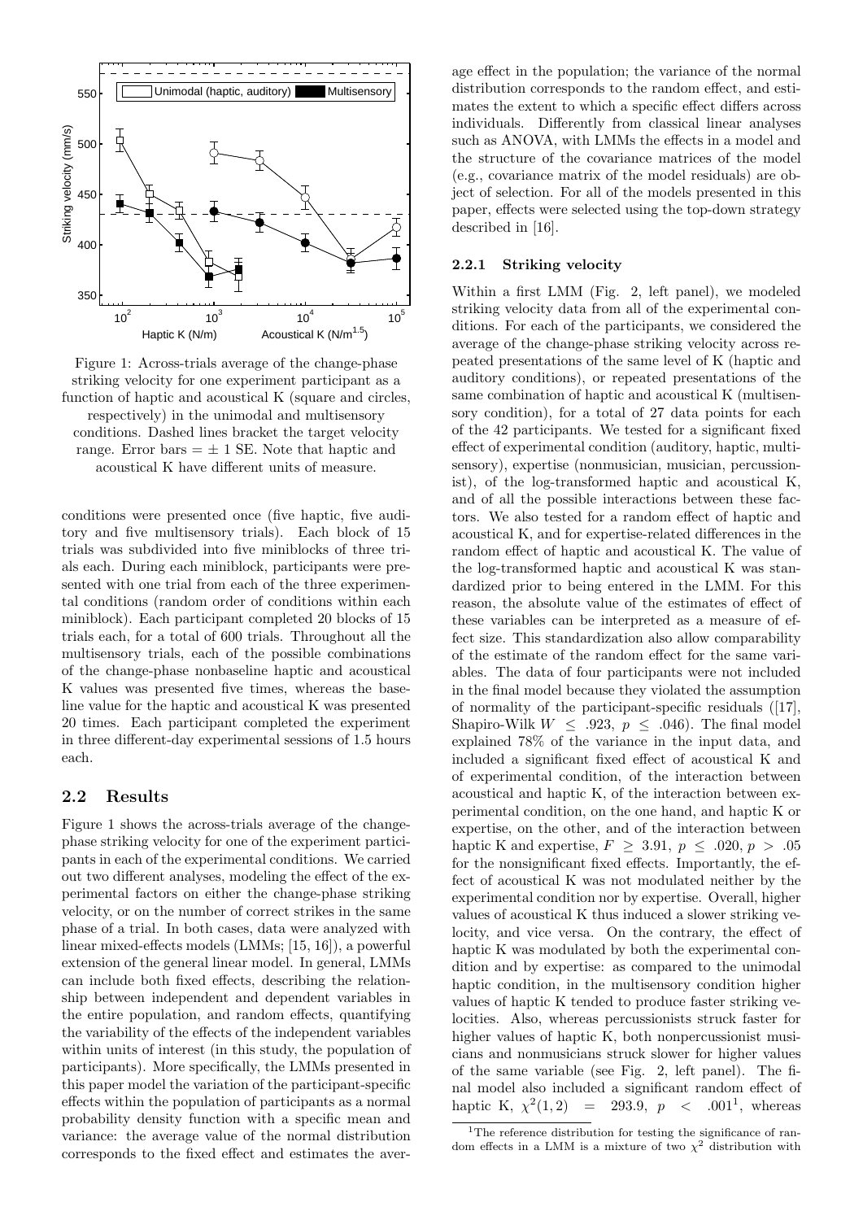Figure 1: Across-trials average of the change-phase striking velocity for one experiment participant as a function of haptic and acoustical K (square and circles, respectively) in the unimodal and multisensory conditions. Dashed lines bracket the target velocity range. Error bars = ± 1 SE. Note that haptic and acoustical K have different units of measure.

conditions were presented once (five haptic, five auditory and five multisensory trials). Each block of 15 trials was subdivided into five miniblocks of three trials each. During each miniblock, participants were presented with one trial from each of the three experimental conditions (random order of conditions within each miniblock). Each participant completed 20 blocks of 15 trials each, for a total of 600 trials. Throughout all the multisensory trials, each of the possible combinations of the change-phase nonbaseline haptic and acoustical K values was presented five times, whereas the baseline value for the haptic and acoustical K was presented 20 times. Each participant completed the experiment in three different-day experimental sessions of 1.5 hours each.

## 2.2 Results

Figure 1 shows the across-trials average of the change-phase striking velocity for one of the experiment participants in each of the experimental conditions. We carried out two different analyses, modeling the effect of the experimental factors on either the change-phase striking velocity, or on the number of correct strikes in the same phase of a trial. In both cases, data were analyzed with linear mixed-effects models (LMMs; [15, 16]), a powerful extension of the general linear model. In general, LMMs can include both fixed effects, describing the relationship between independent and dependent variables in the entire population, and random effects, quantifying the variability of the effects of the independent variables within units of interest (in this study, the population of participants). More specifically, the LMMs presented in this paper model the variation of the participant-specific effects within the population of participants as a normal probability density function with a specific mean and variance: the average value of the normal distribution corresponds to the fixed effect and estimates the average effect in the population; the variance of the normal distribution corresponds to the random effect, and estimates the extent to which a specific effect differs across individuals. Differently from classical linear analyses such as ANOVA, with LMMs the effects in a model and the structure of the covariance matrices of the model (e.g., covariance matrix of the model residuals) are object of selection. For all of the models presented in this paper, effects were selected using the top-down strategy described in [16].

### 2.2.1 Striking velocity

Within a first LMM (Fig. 2, left panel), we modeled striking velocity data from all of the experimental conditions. For each of the participants, we considered the average of the change-phase striking velocity across repeated presentations of the same level of K (haptic and auditory conditions), or repeated presentations of the same combination of haptic and acoustical K (multisensory condition), for a total of 27 data points for each of the 42 participants. We tested for a significant fixed effect of experimental condition (auditory, haptic, multisensory), expertise (nonmusician, musician, percussionist), of the log-transformed haptic and acoustical K, and of all the possible interactions between these factors. We also tested for a random effect of haptic and acoustical K, and for expertise-related differences in the random effect of haptic and acoustical K. The value of the log-transformed haptic and acoustical K was standardized prior to being entered in the LMM. For this reason, the absolute value of the estimates of effect of these variables can be interpreted as a measure of effect size. This standardization also allow comparability of the estimate of the random effect for the same variables. The data of four participants were not included in the final model because they violated the assumption of normality of the participant-specific residuals ([17], Shapiro-Wilk $W \leq .923$, $p \leq .046$). The final model explained 78% of the variance in the input data, and included a significant fixed effect of acoustical K and of experimental condition, of the interaction between acoustical and haptic K, of the interaction between experimental condition, on the one hand, and haptic K or expertise, on the other, and of the interaction between haptic K and expertise, $F \geq 3.91$, $p \leq .020$, $p > .05$ for the nonsignificant fixed effects. Importantly, the effect of acoustical K was not modulated neither by the experimental condition nor by expertise. Overall, higher values of acoustical K thus induced a slower striking velocity, and vice versa. On the contrary, the effect of haptic K was modulated by both the experimental condition and by expertise: as compared to the unimodal haptic condition, in the multisensory condition higher values of haptic K tended to produce faster striking velocities. Also, whereas percussionists struck faster for higher values of haptic K, both nonpercussionist musicians and nonmusicians struck slower for higher values of the same variable (see Fig. 2, left panel). The final model also included a significant random effect of haptic K, $\chi^2(1, 2) = 293.9$, $p < .001$[1], whereas

[1] The reference distribution for testing the significance of random effects in a LMM is a mixture of two $\chi^2$ distribution with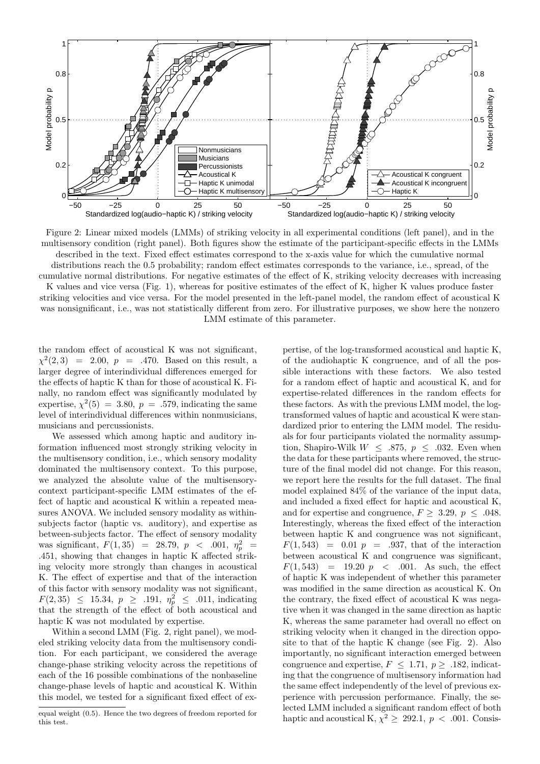Figure 2: Linear mixed models (LMMs) of striking velocity in all experimental conditions (left panel), and in the multisensory condition (right panel). Both figures show the estimate of the participant-specific effects in the LMMs described in the text. Fixed effect estimates correspond to the x-axis value for which the cumulative normal distributions reach the 0.5 probability; random effect estimates corresponds to the variance, i.e., spread, of the cumulative normal distributions. For negative estimates of the effect of K, striking velocity decreases with increasing K values and vice versa (Fig. 1), whereas for positive estimates of the effect of K, higher K values produce faster striking velocities and vice versa. For the model presented in the left-panel model, the random effect of acoustical K was nonsignificant, i.e., was not statistically different from zero. For illustrative purposes, we show here the nonzero LMM estimate of this parameter.

the random effect of acoustical K was not significant, $\chi^2(2,3) = 2.00$, $p = .470$. Based on this result, a larger degree of interindividual differences emerged for the effects of haptic K than for those of acoustical K. Finally, no random effect was significantly modulated by expertise, $\chi^2(5) = 3.80$, $p = .579$, indicating the same level of interindividual differences within nonmusicians, musicians and percussionists.

We assessed which among haptic and auditory information influenced most strongly striking velocity in the multisensory condition, i.e., which sensory modality dominated the multisensory context. To this purpose, we analyzed the absolute value of the multisensory-context participant-specific LMM estimates of the effect of haptic and acoustical K within a repeated measures ANOVA. We included sensory modality as within-subjects factor (haptic vs. auditory), and expertise as between-subjects factor. The effect of sensory modality was significant, $F(1,35) = 28.79$, $p < .001$, $\eta_p^2 = .451$, showing that changes in haptic K affected striking velocity more strongly than changes in acoustical K. The effect of expertise and that of the interaction of this factor with sensory modality was not significant, $F(2,35) \leq 15.34$, $p \geq .191$, $\eta_p^2 \leq .011$, indicating that the strength of the effect of both acoustical and haptic K was not modulated by expertise.

Within a second LMM (Fig. 2, right panel), we modeled striking velocity data from the multisensory condition. For each participant, we considered the average change-phase striking velocity across the repetitions of each of the 16 possible combinations of the nonbaseline change-phase levels of haptic and acoustical K. Within this model, we tested for a significant fixed effect of expertise, of the log-transformed acoustical and haptic K, of the audiohaptic K congruence, and of all the possible interactions with these factors. We also tested for a random effect of haptic and acoustical K, and for expertise-related differences in the random effects for these factors. As with the previous LMM model, the log-transformed values of haptic and acoustical K were standardized prior to entering the LMM model. The residuals for four participants violated the normality assumption, Shapiro-Wilk $W \leq .875$, $p \leq .032$. Even when the data for these participants where removed, the structure of the final model did not change. For this reason, we report here the results for the full dataset. The final model explained 84% of the variance of the input data, and included a fixed effect for haptic and acoustical K, and for expertise and congruence, $F \geq 3.29$, $p \leq .048$. Interestingly, whereas the fixed effect of the interaction between haptic K and congruence was not significant, $F(1,543) = 0.01$ $p = .937$, that of the interaction between acoustical K and congruence was significant, $F(1,543) = 19.20$ $p < .001$. As such, the effect of haptic K was independent of whether this parameter was modified in the same direction as acoustical K. On the contrary, the fixed effect of acoustical K was negative when it was changed in the same direction as haptic K, whereas the same parameter had overall no effect on striking velocity when it changed in the direction opposite to that of the haptic K change (see Fig. 2). Also importantly, no significant interaction emerged between congruence and expertise, $F \leq 1.71$, $p \geq .182$, indicating that the congruence of multisensory information had the same effect independently of the level of previous experience with percussion performance. Finally, the selected LMM included a significant random effect of both haptic and acoustical K, $\chi^2 \geq 292.1$, $p < .001$. Consis-

equal weight (0.5). Hence the two degrees of freedom reported for this test.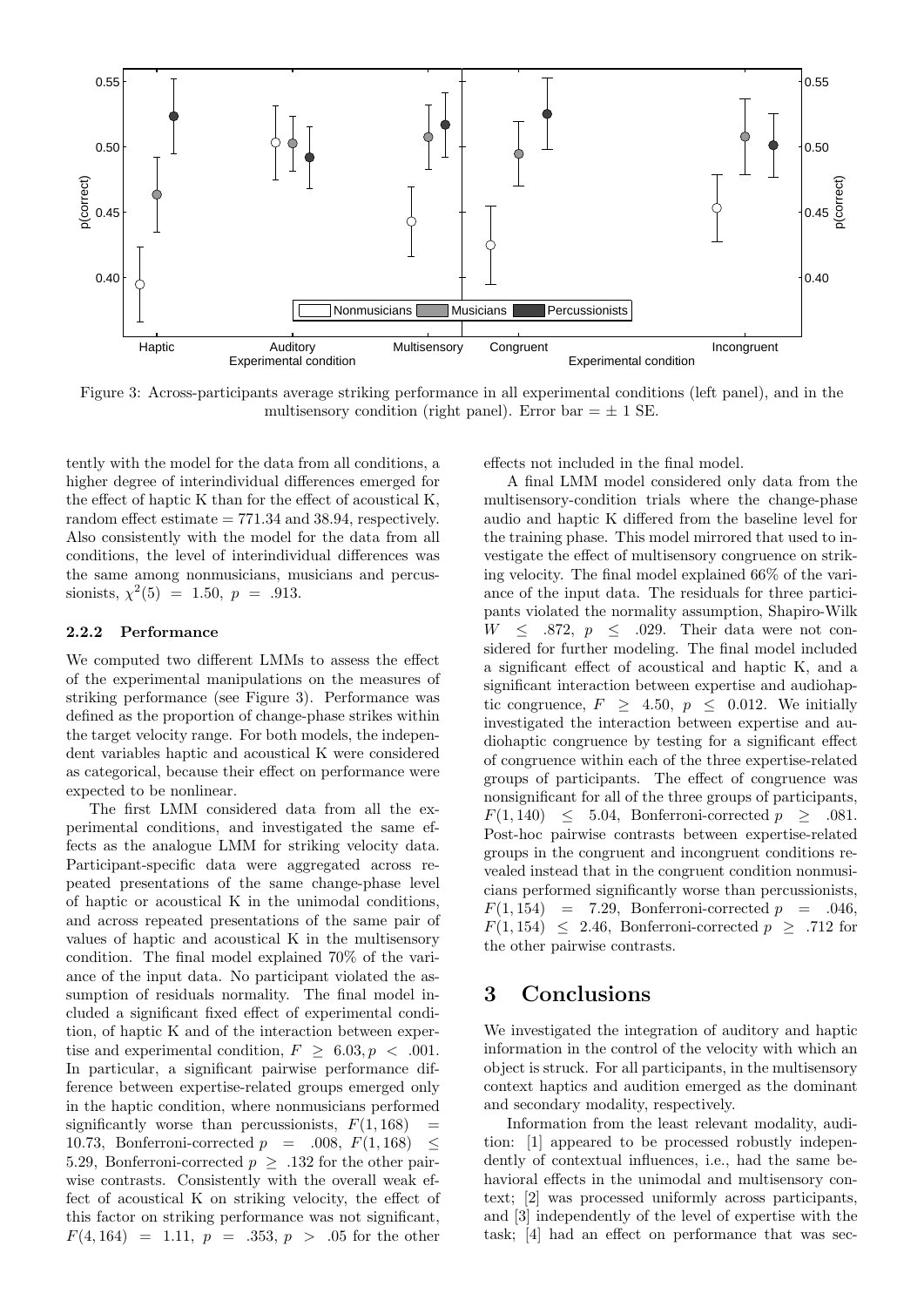Figure 3: Across-participants average striking performance in all experimental conditions (left panel), and in the multisensory condition (right panel). Error bar = ± 1 SE.

tently with the model for the data from all conditions, a higher degree of interindividual differences emerged for the effect of haptic K than for the effect of acoustical K, random effect estimate = 771.34 and 38.94, respectively. Also consistently with the model for the data from all conditions, the level of interindividual differences was the same among nonmusicians, musicians and percussionists, $\chi^2(5) = 1.50$, $p = .913$.

### 2.2.2 Performance

We computed two different LMMs to assess the effect of the experimental manipulations on the measures of striking performance (see Figure 3). Performance was defined as the proportion of change-phase strikes within the target velocity range. For both models, the independent variables haptic and acoustical K were considered as categorical, because their effect on performance were expected to be nonlinear.

The first LMM considered data from all the experimental conditions, and investigated the same effects as the analogue LMM for striking velocity data. Participant-specific data were aggregated across repeated presentations of the same change-phase level of haptic or acoustical K in the unimodal conditions, and across repeated presentations of the same pair of values of haptic and acoustical K in the multisensory condition. The final model explained 70% of the variance of the input data. No participant violated the assumption of residuals normality. The final model included a significant fixed effect of experimental condition, of haptic K and of the interaction between expertise and experimental condition, $F \geq 6.03, p < .001$. In particular, a significant pairwise performance difference between expertise-related groups emerged only in the haptic condition, where nonmusicians performed significantly worse than percussionists, $F(1,168) = 10.73$, Bonferroni-corrected $p = .008$, $F(1,168) \leq 5.29$, Bonferroni-corrected $p \geq .132$ for the other pairwise contrasts. Consistently with the overall weak effect of acoustical K on striking velocity, the effect of this factor on striking performance was not significant, $F(4,164) = 1.11$, $p = .353$, $p > .05$ for the other effects not included in the final model.

A final LMM model considered only data from the multisensory-condition trials where the change-phase audio and haptic K differed from the baseline level for the training phase. This model mirrored that used to investigate the effect of multisensory congruence on striking velocity. The final model explained 66% of the variance of the input data. The residuals for three participants violated the normality assumption, Shapiro-Wilk $W \leq .872$, $p \leq .029$. Their data were not considered for further modeling. The final model included a significant effect of acoustical and haptic K, and a significant interaction between expertise and audiohaptic congruence, $F \geq 4.50$, $p \leq 0.012$. We initially investigated the interaction between expertise and audiohaptic congruence by testing for a significant effect of congruence within each of the three expertise-related groups of participants. The effect of congruence was nonsignificant for all of the three groups of participants, $F(1,140) \leq 5.04$, Bonferroni-corrected $p \geq .081$. Post-hoc pairwise contrasts between expertise-related groups in the congruent and incongruent conditions revealed instead that in the congruent condition nonmusicians performed significantly worse than percussionists, $F(1,154) = 7.29$, Bonferroni-corrected $p = .046$, $F(1,154) \leq 2.46$, Bonferroni-corrected $p \geq .712$ for the other pairwise contrasts.

# 3 Conclusions

We investigated the integration of auditory and haptic information in the control of the velocity with which an object is struck. For all participants, in the multisensory context haptics and audition emerged as the dominant and secondary modality, respectively.

Information from the least relevant modality, audition: [1] appeared to be processed robustly independently of contextual influences, i.e., had the same behavioral effects in the unimodal and multisensory context; [2] was processed uniformly across participants, and [3] independently of the level of expertise with the task; [4] had an effect on performance that was sec-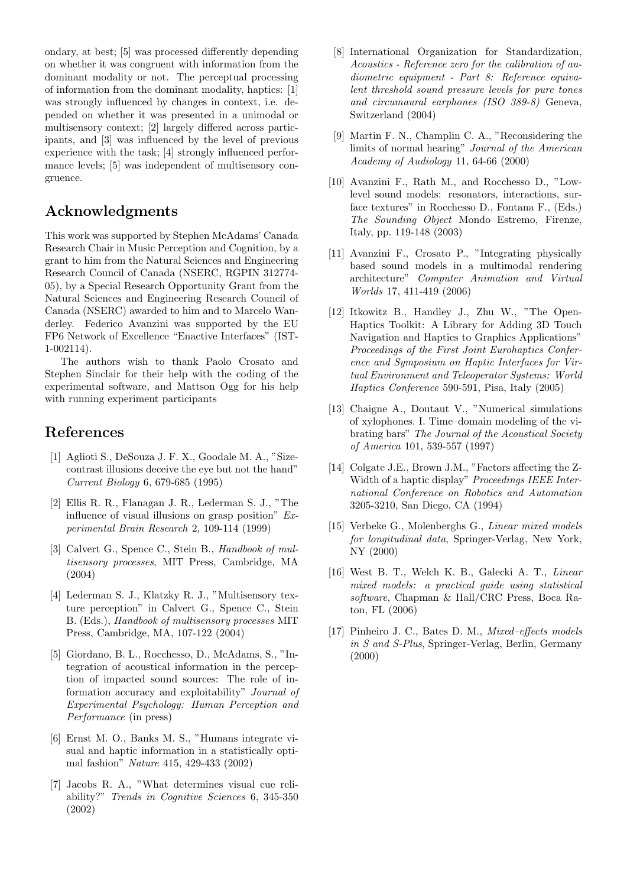ondary, at best; [5] was processed differently depending on whether it was congruent with information from the dominant modality or not. The perceptual processing of information from the dominant modality, haptics: [1] was strongly influenced by changes in context, i.e. depended on whether it was presented in a unimodal or multisensory context; [2] largely differed across participants, and [3] was influenced by the level of previous experience with the task; [4] strongly influenced performance levels; [5] was independent of multisensory congruence.

## Acknowledgments

This work was supported by Stephen McAdams' Canada Research Chair in Music Perception and Cognition, by a grant to him from the Natural Sciences and Engineering Research Council of Canada (NSERC, RGPIN 312774-05), by a Special Research Opportunity Grant from the Natural Sciences and Engineering Research Council of Canada (NSERC) awarded to him and to Marcelo Wanderley. Federico Avanzini was supported by the EU FP6 Network of Excellence "Enactive Interfaces" (IST-1-002114).

The authors wish to thank Paolo Crosato and Stephen Sinclair for their help with the coding of the experimental software, and Mattson Ogg for his help with running experiment participants

## References

[1] Aglioti S., DeSouza J. F. X., Goodale M. A., "Size-contrast illusions deceive the eye but not the hand" *Current Biology* 6, 679-685 (1995)

[2] Ellis R. R., Flanagan J. R., Lederman S. J., "The influence of visual illusions on grasp position" *Experimental Brain Research* 2, 109-114 (1999)

[3] Calvert G., Spence C., Stein B., *Handbook of multisensory processes*, MIT Press, Cambridge, MA (2004)

[4] Lederman S. J., Klatzky R. J., "Multisensory texture perception" in Calvert G., Spence C., Stein B. (Eds.), *Handbook of multisensory processes* MIT Press, Cambridge, MA, 107-122 (2004)

[5] Giordano, B. L., Rocchesso, D., McAdams, S., "Integration of acoustical information in the perception of impacted sound sources: The role of information accuracy and exploitability" *Journal of Experimental Psychology: Human Perception and Performance* (in press)

[6] Ernst M. O., Banks M. S., "Humans integrate visual and haptic information in a statistically optimal fashion" *Nature* 415, 429-433 (2002)

[7] Jacobs R. A., "What determines visual cue reliability?" *Trends in Cognitive Sciences* 6, 345-350 (2002)

[8] International Organization for Standardization, *Acoustics - Reference zero for the calibration of audiometric equipment - Part 8: Reference equivalent threshold sound pressure levels for pure tones and circumaural earphones (ISO 389-8)* Geneva, Switzerland (2004)

[9] Martin F. N., Champlin C. A., "Reconsidering the limits of normal hearing" *Journal of the American Academy of Audiology* 11, 64-66 (2000)

[10] Avanzini F., Rath M., and Rocchesso D., "Low-level sound models: resonators, interactions, surface textures" in Rocchesso D., Fontana F., (Eds.) *The Sounding Object* Mondo Estremo, Firenze, Italy, pp. 119-148 (2003)

[11] Avanzini F., Crosato P., "Integrating physically based sound models in a multimodal rendering architecture" *Computer Animation and Virtual Worlds* 17, 411-419 (2006)

[12] Itkowitz B., Handley J., Zhu W., "The OpenHaptics Toolkit: A Library for Adding 3D Touch Navigation and Haptics to Graphics Applications" *Proceedings of the First Joint Eurohaptics Conference and Symposium on Haptic Interfaces for Virtual Environment and Teleoperator Systems: World Haptics Conference* 590-591, Pisa, Italy (2005)

[13] Chaigne A., Doutaut V., "Numerical simulations of xylophones. I. Time–domain modeling of the vibrating bars" *The Journal of the Acoustical Society of America* 101, 539-557 (1997)

[14] Colgate J.E., Brown J.M., "Factors affecting the Z-Width of a haptic display" *Proceedings IEEE International Conference on Robotics and Automation* 3205-3210, San Diego, CA (1994)

[15] Verbeke G., Molenberghs G., *Linear mixed models for longitudinal data*, Springer-Verlag, New York, NY (2000)

[16] West B. T., Welch K. B., Galecki A. T., *Linear mixed models: a practical guide using statistical software*, Chapman & Hall/CRC Press, Boca Raton, FL (2006)

[17] Pinheiro J. C., Bates D. M., *Mixed–effects models in S and S-Plus*, Springer-Verlag, Berlin, Germany (2000)